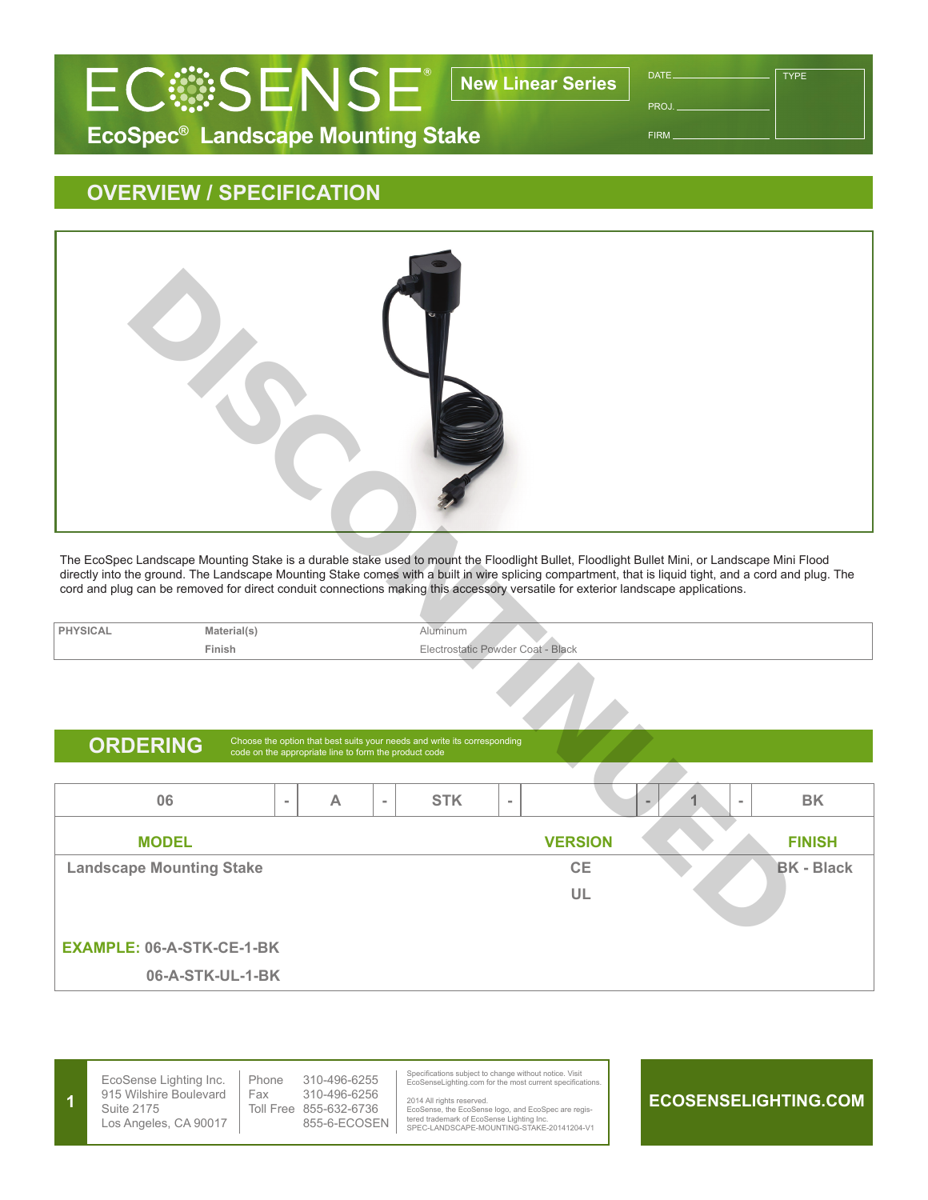# ECOSENSE®

**New Linear Series**

## EcoSpec® Landscape Mounting Stake

DATE ______________ TYPE

PROJ. ______________

FIRM ______________

## OVERVIEW / SPECIFICATION

DISCONTINUED

The EcoSpec Landscape Mounting Stake is a durable stake used to mount the Floodlight Bullet, Floodlight Bullet Mini, or Landscape Mini Flood directly into the ground. The Landscape Mounting Stake comes with a built in wire splicing compartment, that is liquid tight, and a cord and plug. The cord and plug can be removed for direct conduit connections making this accessory versatile for exterior landscape applications.

| PHYSICAL | Material(s) | Aluminum |
|---|---|---|
| | Finish | Electrostatic Powder Coat - Black |

## ORDERING

Choose the option that best suits your needs and write its corresponding code on the appropriate line to form the product code

| 06 | - | A | - | STK | - | | - | 1 | - | BK |
|---|---|---|---|---|---|---|---|---|---|---|

| MODEL | VERSION | FINISH |
|---|---|---|
| Landscape Mounting Stake | CE | BK - Black |
| | UL | |

**EXAMPLE: 06-A-STK-CE-1-BK**

**06-A-STK-UL-1-BK**

EcoSense Lighting Inc.
915 Wilshire Boulevard
Suite 2175
Los Angeles, CA 90017

Phone 310-496-6255
Fax 310-496-6256
Toll Free 855-632-6736
855-6-ECOSEN

Specifications subject to change without notice. Visit EcoSenseLighting.com for the most current specifications.

2014 All rights reserved.
EcoSense, the EcoSense logo, and EcoSpec are registered trademark of EcoSense Lighting Inc.
SPEC-LANDSCAPE-MOUNTING-STAKE-20141204-V1

ECOSENSELIGHTING.COM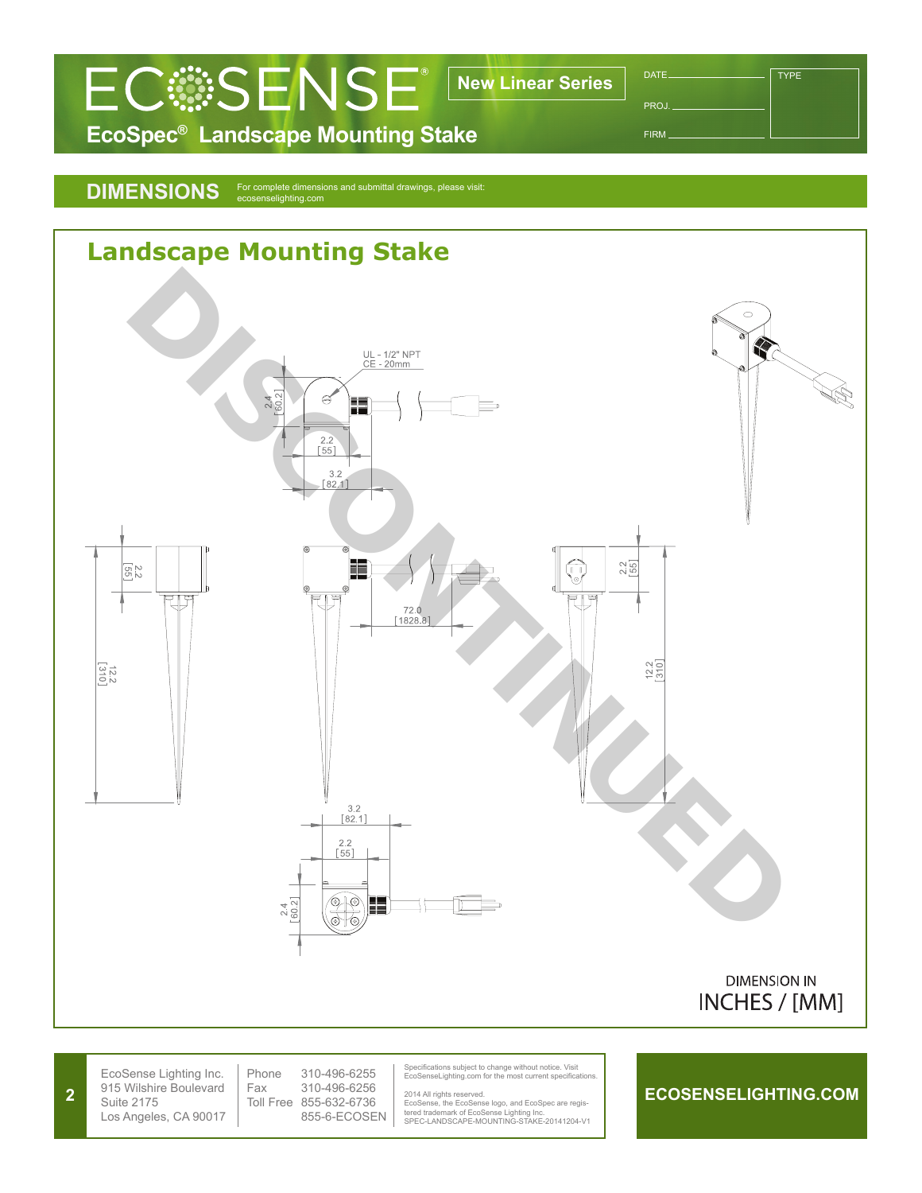# ECOSENSE®

**New Linear Series**

## EcoSpec® Landscape Mounting Stake

DATE ____________ TYPE

PROJ. ____________

FIRM ____________

## DIMENSIONS

For complete dimensions and submittal drawings, please visit: ecosenselighting.com

### Landscape Mounting Stake

DISCONTINUED

UL - 1/2" NPT
CE - 20mm

2.4
[60.2]

2.2
[55]

3.2
[82.1]

2.2
[55]

12.2
[310]

72.0
[1828.8]

2.2
[55]

12.2
[310]

3.2
[82.1]

2.2
[55]

2.4
[60.2]

DIMENSION IN
INCHES / [MM]

EcoSense Lighting Inc.
915 Wilshire Boulevard
Suite 2175
Los Angeles, CA 90017

Phone 310-496-6255
Fax 310-496-6256
Toll Free 855-632-6736
855-6-ECOSEN

Specifications subject to change without notice. Visit EcoSenseLighting.com for the most current specifications.

2014 All rights reserved.
EcoSense, the EcoSense logo, and EcoSpec are registered trademark of EcoSense Lighting Inc.
SPEC-LANDSCAPE-MOUNTING-STAKE-20141204-V1

**ECOSENSELIGHTING.COM**